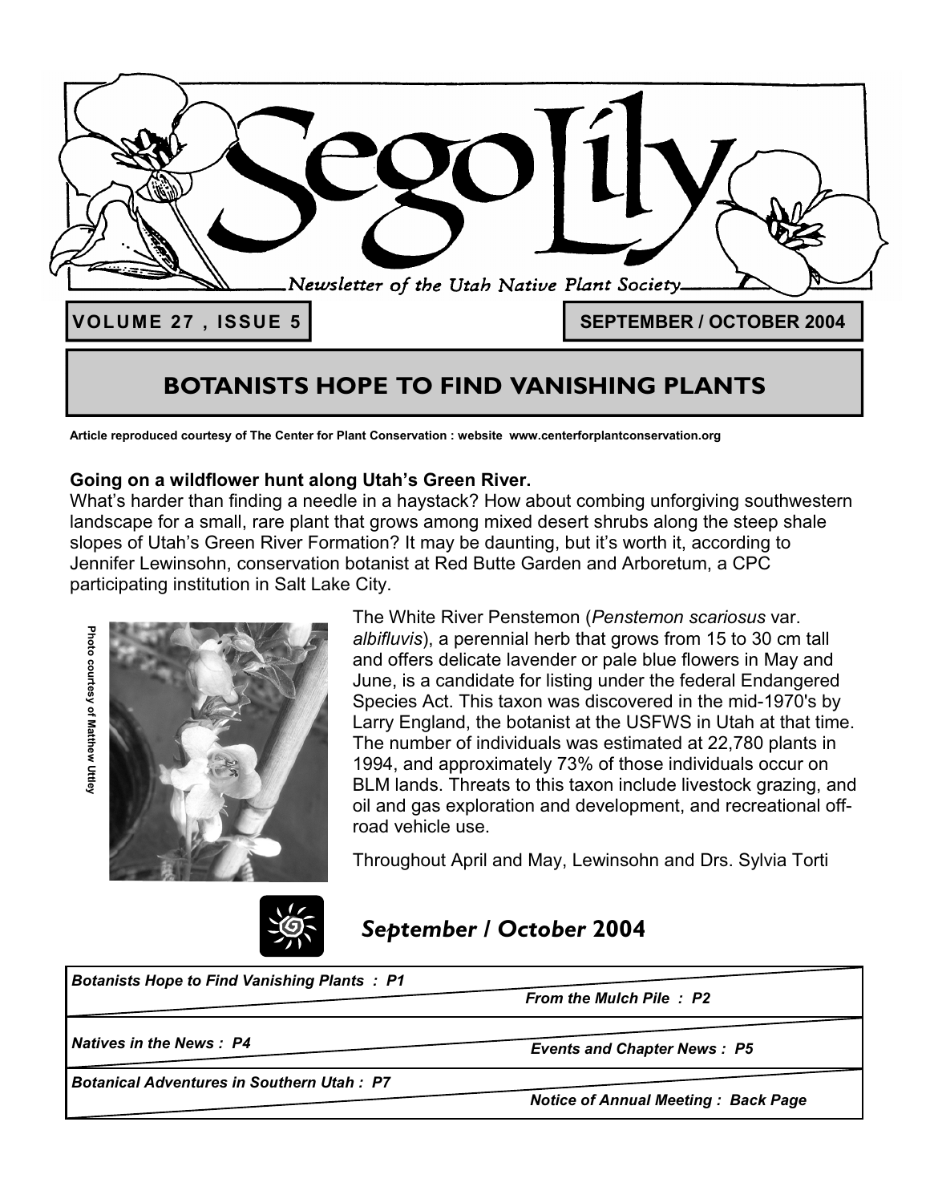# Sego Lily

*Newsletter of the Utah Native Plant Society*

**VOLUME 27 , ISSUE 5** — **SEPTEMBER / OCTOBER 2004**

## BOTANISTS HOPE TO FIND VANISHING PLANTS

**Article reproduced courtesy of The Center for Plant Conservation : website www.centerforplantconservation.org**

**Going on a wildflower hunt along Utah's Green River.**

What's harder than finding a needle in a haystack? How about combing unforgiving southwestern landscape for a small, rare plant that grows among mixed desert shrubs along the steep shale slopes of Utah's Green River Formation? It may be daunting, but it's worth it, according to Jennifer Lewinsohn, conservation botanist at Red Butte Garden and Arboretum, a CPC participating institution in Salt Lake City.

Photo courtesy of Matthew Uttley

The White River Penstemon (*Penstemon scariosus* var. *albifluvis*), a perennial herb that grows from 15 to 30 cm tall and offers delicate lavender or pale blue flowers in May and June, is a candidate for listing under the federal Endangered Species Act. This taxon was discovered in the mid-1970's by Larry England, the botanist at the USFWS in Utah at that time. The number of individuals was estimated at 22,780 plants in 1994, and approximately 73% of those individuals occur on BLM lands. Threats to this taxon include livestock grazing, and oil and gas exploration and development, and recreational off-road vehicle use.

Throughout April and May, Lewinsohn and Drs. Sylvia Torti

## *September / October 2004*

- *Botanists Hope to Find Vanishing Plants : P1*
- *From the Mulch Pile : P2*
- *Natives in the News : P4*
- *Events and Chapter News : P5*
- *Botanical Adventures in Southern Utah : P7*
- *Notice of Annual Meeting : Back Page*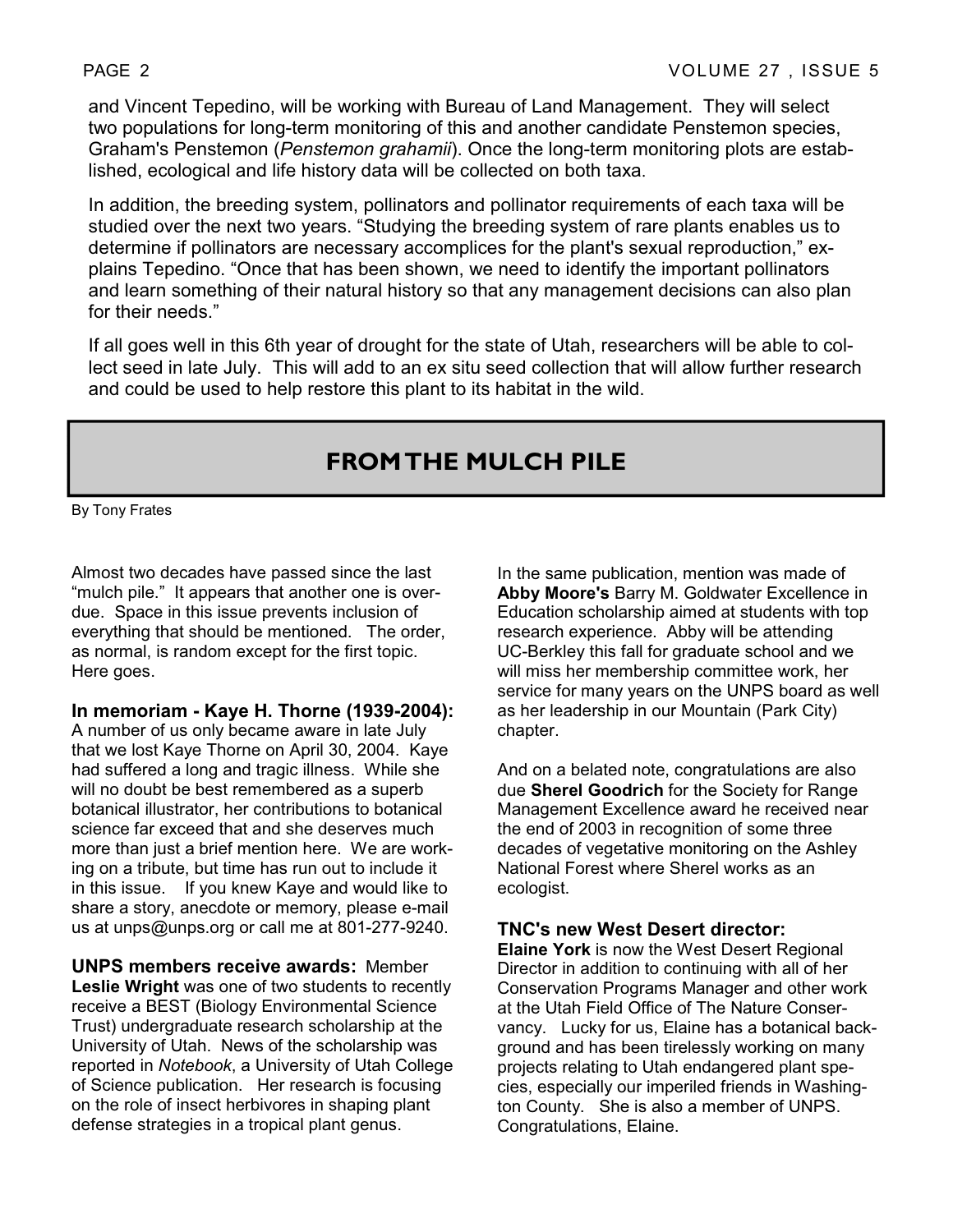and Vincent Tepedino, will be working with Bureau of Land Management. They will select two populations for long-term monitoring of this and another candidate Penstemon species, Graham's Penstemon (*Penstemon grahamii*). Once the long-term monitoring plots are established, ecological and life history data will be collected on both taxa.

In addition, the breeding system, pollinators and pollinator requirements of each taxa will be studied over the next two years. "Studying the breeding system of rare plants enables us to determine if pollinators are necessary accomplices for the plant's sexual reproduction," explains Tepedino. "Once that has been shown, we need to identify the important pollinators and learn something of their natural history so that any management decisions can also plan for their needs."

If all goes well in this 6th year of drought for the state of Utah, researchers will be able to collect seed in late July. This will add to an ex situ seed collection that will allow further research and could be used to help restore this plant to its habitat in the wild.

## FROM THE MULCH PILE

By Tony Frates

Almost two decades have passed since the last "mulch pile." It appears that another one is overdue. Space in this issue prevents inclusion of everything that should be mentioned. The order, as normal, is random except for the first topic. Here goes.

**In memoriam - Kaye H. Thorne (1939-2004):** A number of us only became aware in late July that we lost Kaye Thorne on April 30, 2004. Kaye had suffered a long and tragic illness. While she will no doubt be best remembered as a superb botanical illustrator, her contributions to botanical science far exceed that and she deserves much more than just a brief mention here. We are working on a tribute, but time has run out to include it in this issue. If you knew Kaye and would like to share a story, anecdote or memory, please e-mail us at unps@unps.org or call me at 801-277-9240.

**UNPS members receive awards:** Member **Leslie Wright** was one of two students to recently receive a BEST (Biology Environmental Science Trust) undergraduate research scholarship at the University of Utah. News of the scholarship was reported in *Notebook*, a University of Utah College of Science publication. Her research is focusing on the role of insect herbivores in shaping plant defense strategies in a tropical plant genus.

In the same publication, mention was made of **Abby Moore's** Barry M. Goldwater Excellence in Education scholarship aimed at students with top research experience. Abby will be attending UC-Berkley this fall for graduate school and we will miss her membership committee work, her service for many years on the UNPS board as well as her leadership in our Mountain (Park City) chapter.

And on a belated note, congratulations are also due **Sherel Goodrich** for the Society for Range Management Excellence award he received near the end of 2003 in recognition of some three decades of vegetative monitoring on the Ashley National Forest where Sherel works as an ecologist.

**TNC's new West Desert director:** **Elaine York** is now the West Desert Regional Director in addition to continuing with all of her Conservation Programs Manager and other work at the Utah Field Office of The Nature Conservancy. Lucky for us, Elaine has a botanical background and has been tirelessly working on many projects relating to Utah endangered plant species, especially our imperiled friends in Washington County. She is also a member of UNPS. Congratulations, Elaine.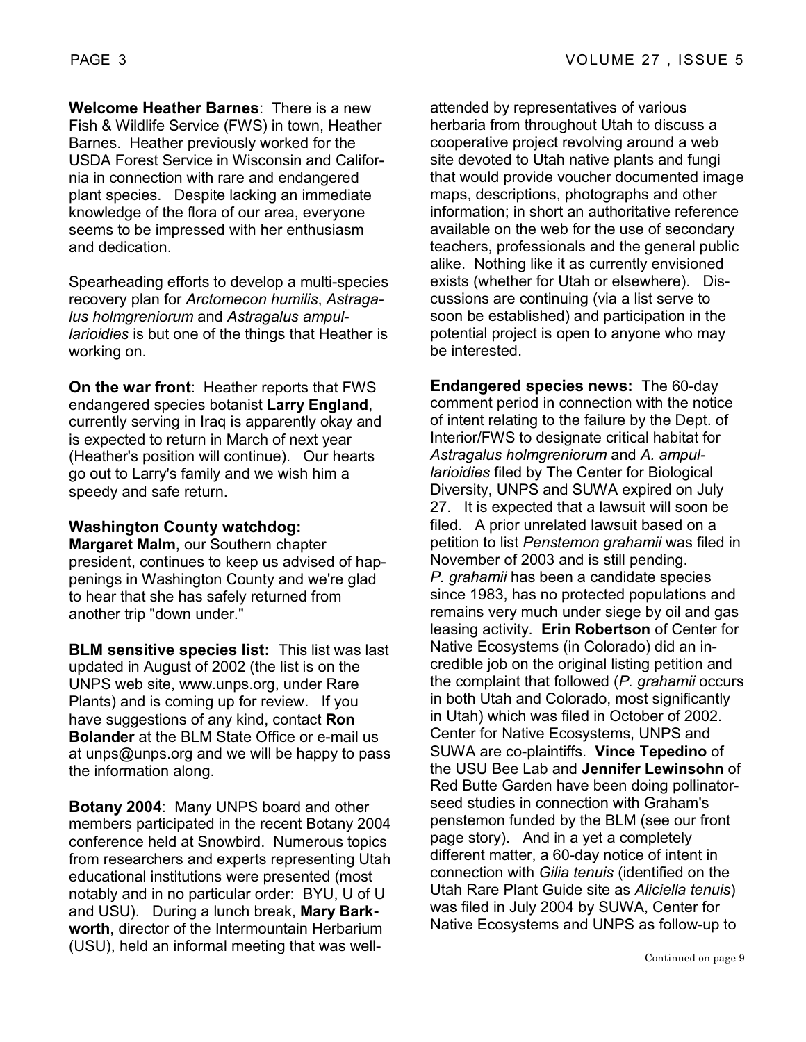**Welcome Heather Barnes**: There is a new Fish & Wildlife Service (FWS) in town, Heather Barnes. Heather previously worked for the USDA Forest Service in Wisconsin and California in connection with rare and endangered plant species. Despite lacking an immediate knowledge of the flora of our area, everyone seems to be impressed with her enthusiasm and dedication.

Spearheading efforts to develop a multi-species recovery plan for *Arctomecon humilis*, *Astragalus holmgreniorum* and *Astragalus ampullarioidies* is but one of the things that Heather is working on.

**On the war front**: Heather reports that FWS endangered species botanist **Larry England**, currently serving in Iraq is apparently okay and is expected to return in March of next year (Heather's position will continue). Our hearts go out to Larry's family and we wish him a speedy and safe return.

**Washington County watchdog:**
**Margaret Malm**, our Southern chapter president, continues to keep us advised of happenings in Washington County and we're glad to hear that she has safely returned from another trip "down under."

**BLM sensitive species list:** This list was last updated in August of 2002 (the list is on the UNPS web site, www.unps.org, under Rare Plants) and is coming up for review. If you have suggestions of any kind, contact **Ron Bolander** at the BLM State Office or e-mail us at unps@unps.org and we will be happy to pass the information along.

**Botany 2004**: Many UNPS board and other members participated in the recent Botany 2004 conference held at Snowbird. Numerous topics from researchers and experts representing Utah educational institutions were presented (most notably and in no particular order: BYU, U of U and USU). During a lunch break, **Mary Barkworth**, director of the Intermountain Herbarium (USU), held an informal meeting that was well-attended by representatives of various herbaria from throughout Utah to discuss a cooperative project revolving around a web site devoted to Utah native plants and fungi that would provide voucher documented image maps, descriptions, photographs and other information; in short an authoritative reference available on the web for the use of secondary teachers, professionals and the general public alike. Nothing like it as currently envisioned exists (whether for Utah or elsewhere). Discussions are continuing (via a list serve to soon be established) and participation in the potential project is open to anyone who may be interested.

**Endangered species news:** The 60-day comment period in connection with the notice of intent relating to the failure by the Dept. of Interior/FWS to designate critical habitat for *Astragalus holmgreniorum* and *A. ampullarioidies* filed by The Center for Biological Diversity, UNPS and SUWA expired on July 27. It is expected that a lawsuit will soon be filed. A prior unrelated lawsuit based on a petition to list *Penstemon grahamii* was filed in November of 2003 and is still pending. *P. grahamii* has been a candidate species since 1983, has no protected populations and remains very much under siege by oil and gas leasing activity. **Erin Robertson** of Center for Native Ecosystems (in Colorado) did an incredible job on the original listing petition and the complaint that followed (*P. grahamii* occurs in both Utah and Colorado, most significantly in Utah) which was filed in October of 2002. Center for Native Ecosystems, UNPS and SUWA are co-plaintiffs. **Vince Tepedino** of the USU Bee Lab and **Jennifer Lewinsohn** of Red Butte Garden have been doing pollinator-seed studies in connection with Graham's penstemon funded by the BLM (see our front page story). And in a yet a completely different matter, a 60-day notice of intent in connection with *Gilia tenuis* (identified on the Utah Rare Plant Guide site as *Aliciella tenuis*) was filed in July 2004 by SUWA, Center for Native Ecosystems and UNPS as follow-up to

Continued on page 9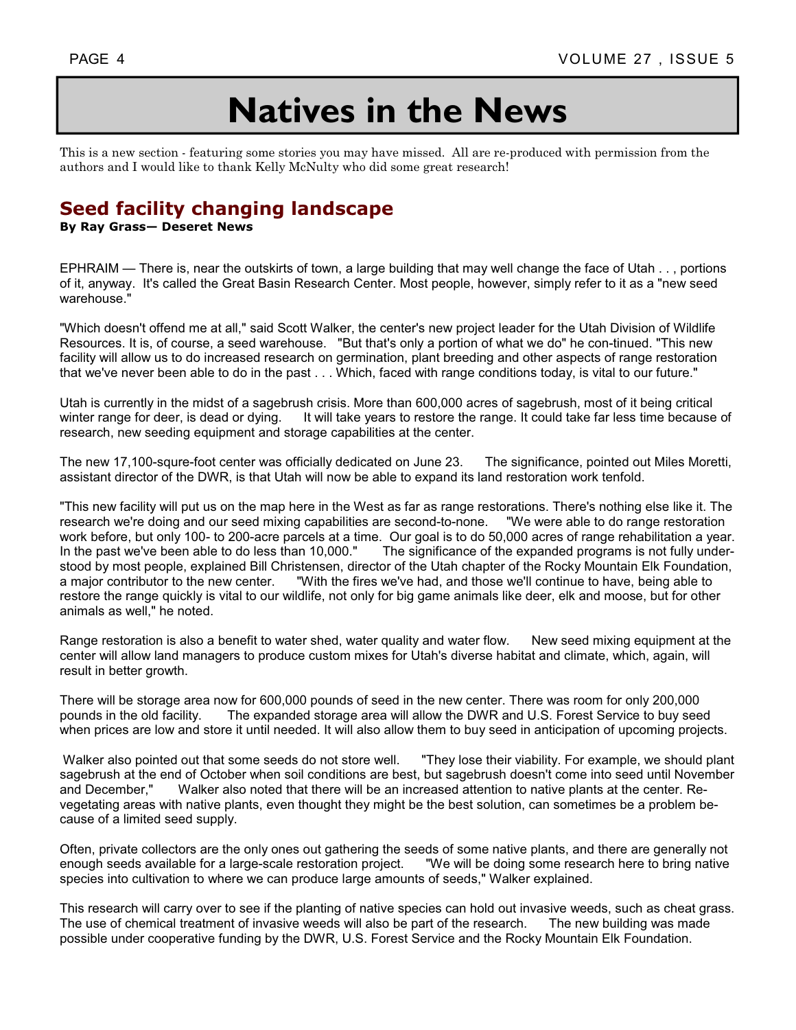# Natives in the News

This is a new section - featuring some stories you may have missed. All are re-produced with permission from the authors and I would like to thank Kelly McNulty who did some great research!

## Seed facility changing landscape

**By Ray Grass— Deseret News**

EPHRAIM — There is, near the outskirts of town, a large building that may well change the face of Utah . . , portions of it, anyway. It's called the Great Basin Research Center. Most people, however, simply refer to it as a "new seed warehouse."

"Which doesn't offend me at all," said Scott Walker, the center's new project leader for the Utah Division of Wildlife Resources. It is, of course, a seed warehouse. "But that's only a portion of what we do" he con-tinued. "This new facility will allow us to do increased research on germination, plant breeding and other aspects of range restoration that we've never been able to do in the past . . . Which, faced with range conditions today, is vital to our future."

Utah is currently in the midst of a sagebrush crisis. More than 600,000 acres of sagebrush, most of it being critical winter range for deer, is dead or dying. It will take years to restore the range. It could take far less time because of research, new seeding equipment and storage capabilities at the center.

The new 17,100-squre-foot center was officially dedicated on June 23. The significance, pointed out Miles Moretti, assistant director of the DWR, is that Utah will now be able to expand its land restoration work tenfold.

"This new facility will put us on the map here in the West as far as range restorations. There's nothing else like it. The research we're doing and our seed mixing capabilities are second-to-none. "We were able to do range restoration work before, but only 100- to 200-acre parcels at a time. Our goal is to do 50,000 acres of range rehabilitation a year. In the past we've been able to do less than 10,000." The significance of the expanded programs is not fully under-stood by most people, explained Bill Christensen, director of the Utah chapter of the Rocky Mountain Elk Foundation, a major contributor to the new center. "With the fires we've had, and those we'll continue to have, being able to restore the range quickly is vital to our wildlife, not only for big game animals like deer, elk and moose, but for other animals as well," he noted.

Range restoration is also a benefit to water shed, water quality and water flow. New seed mixing equipment at the center will allow land managers to produce custom mixes for Utah's diverse habitat and climate, which, again, will result in better growth.

There will be storage area now for 600,000 pounds of seed in the new center. There was room for only 200,000 pounds in the old facility. The expanded storage area will allow the DWR and U.S. Forest Service to buy seed when prices are low and store it until needed. It will also allow them to buy seed in anticipation of upcoming projects.

Walker also pointed out that some seeds do not store well. "They lose their viability. For example, we should plant sagebrush at the end of October when soil conditions are best, but sagebrush doesn't come into seed until November and December," Walker also noted that there will be an increased attention to native plants at the center. Re-vegetating areas with native plants, even thought they might be the best solution, can sometimes be a problem be-cause of a limited seed supply.

Often, private collectors are the only ones out gathering the seeds of some native plants, and there are generally not enough seeds available for a large-scale restoration project. "We will be doing some research here to bring native species into cultivation to where we can produce large amounts of seeds," Walker explained.

This research will carry over to see if the planting of native species can hold out invasive weeds, such as cheat grass. The use of chemical treatment of invasive weeds will also be part of the research. The new building was made possible under cooperative funding by the DWR, U.S. Forest Service and the Rocky Mountain Elk Foundation.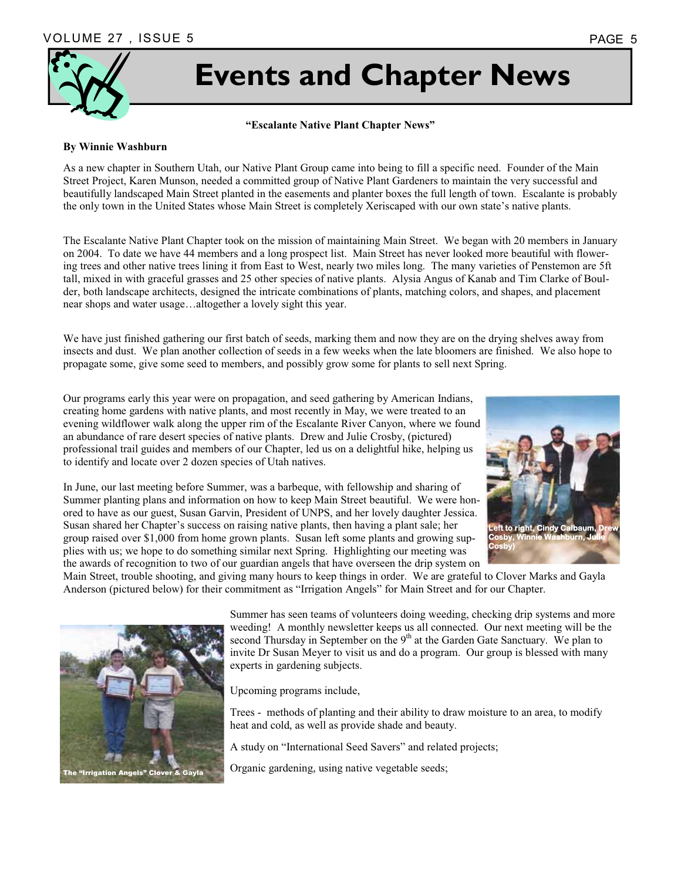# Events and Chapter News

**"Escalante Native Plant Chapter News"**

**By Winnie Washburn**

As a new chapter in Southern Utah, our Native Plant Group came into being to fill a specific need. Founder of the Main Street Project, Karen Munson, needed a committed group of Native Plant Gardeners to maintain the very successful and beautifully landscaped Main Street planted in the easements and planter boxes the full length of town. Escalante is probably the only town in the United States whose Main Street is completely Xeriscaped with our own state's native plants.

The Escalante Native Plant Chapter took on the mission of maintaining Main Street. We began with 20 members in January on 2004. To date we have 44 members and a long prospect list. Main Street has never looked more beautiful with flowering trees and other native trees lining it from East to West, nearly two miles long. The many varieties of Penstemon are 5ft tall, mixed in with graceful grasses and 25 other species of native plants. Alysia Angus of Kanab and Tim Clarke of Boulder, both landscape architects, designed the intricate combinations of plants, matching colors, and shapes, and placement near shops and water usage…altogether a lovely sight this year.

We have just finished gathering our first batch of seeds, marking them and now they are on the drying shelves away from insects and dust. We plan another collection of seeds in a few weeks when the late bloomers are finished. We also hope to propagate some, give some seed to members, and possibly grow some for plants to sell next Spring.

Our programs early this year were on propagation, and seed gathering by American Indians, creating home gardens with native plants, and most recently in May, we were treated to an evening wildflower walk along the upper rim of the Escalante River Canyon, where we found an abundance of rare desert species of native plants. Drew and Julie Crosby, (pictured) professional trail guides and members of our Chapter, led us on a delightful hike, helping us to identify and locate over 2 dozen species of Utah natives.

Left to right, Cindy Calbaum, Drew Cosby, Winnie Washburn, Julie Cosby)

In June, our last meeting before Summer, was a barbeque, with fellowship and sharing of Summer planting plans and information on how to keep Main Street beautiful. We were honored to have as our guest, Susan Garvin, President of UNPS, and her lovely daughter Jessica. Susan shared her Chapter's success on raising native plants, then having a plant sale; her group raised over $1,000 from home grown plants. Susan left some plants and growing supplies with us; we hope to do something similar next Spring. Highlighting our meeting was the awards of recognition to two of our guardian angels that have overseen the drip system on Main Street, trouble shooting, and giving many hours to keep things in order. We are grateful to Clover Marks and Gayla Anderson (pictured below) for their commitment as "Irrigation Angels" for Main Street and for our Chapter.

The "Irrigation Angels" Clover & Gayla

Summer has seen teams of volunteers doing weeding, checking drip systems and more weeding! A monthly newsletter keeps us all connected. Our next meeting will be the second Thursday in September on the 9th at the Garden Gate Sanctuary. We plan to invite Dr Susan Meyer to visit us and do a program. Our group is blessed with many experts in gardening subjects.

Upcoming programs include,

Trees - methods of planting and their ability to draw moisture to an area, to modify heat and cold, as well as provide shade and beauty.

A study on "International Seed Savers" and related projects;

Organic gardening, using native vegetable seeds;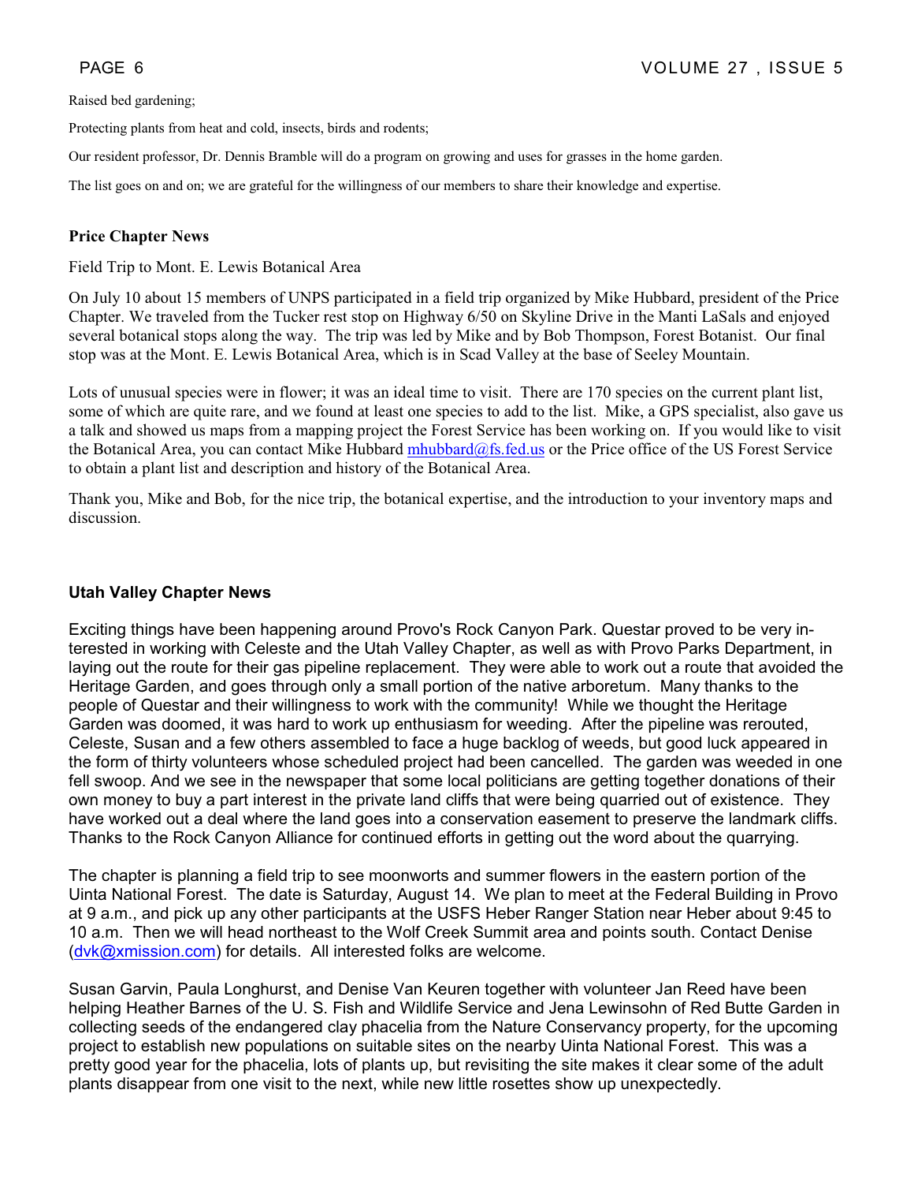Raised bed gardening;

Protecting plants from heat and cold, insects, birds and rodents;

Our resident professor, Dr. Dennis Bramble will do a program on growing and uses for grasses in the home garden.

The list goes on and on; we are grateful for the willingness of our members to share their knowledge and expertise.

### Price Chapter News

Field Trip to Mont. E. Lewis Botanical Area

On July 10 about 15 members of UNPS participated in a field trip organized by Mike Hubbard, president of the Price Chapter. We traveled from the Tucker rest stop on Highway 6/50 on Skyline Drive in the Manti LaSals and enjoyed several botanical stops along the way. The trip was led by Mike and by Bob Thompson, Forest Botanist. Our final stop was at the Mont. E. Lewis Botanical Area, which is in Scad Valley at the base of Seeley Mountain.

Lots of unusual species were in flower; it was an ideal time to visit. There are 170 species on the current plant list, some of which are quite rare, and we found at least one species to add to the list. Mike, a GPS specialist, also gave us a talk and showed us maps from a mapping project the Forest Service has been working on. If you would like to visit the Botanical Area, you can contact Mike Hubbard mhubbard@fs.fed.us or the Price office of the US Forest Service to obtain a plant list and description and history of the Botanical Area.

Thank you, Mike and Bob, for the nice trip, the botanical expertise, and the introduction to your inventory maps and discussion.

### Utah Valley Chapter News

Exciting things have been happening around Provo's Rock Canyon Park. Questar proved to be very interested in working with Celeste and the Utah Valley Chapter, as well as with Provo Parks Department, in laying out the route for their gas pipeline replacement. They were able to work out a route that avoided the Heritage Garden, and goes through only a small portion of the native arboretum. Many thanks to the people of Questar and their willingness to work with the community! While we thought the Heritage Garden was doomed, it was hard to work up enthusiasm for weeding. After the pipeline was rerouted, Celeste, Susan and a few others assembled to face a huge backlog of weeds, but good luck appeared in the form of thirty volunteers whose scheduled project had been cancelled. The garden was weeded in one fell swoop. And we see in the newspaper that some local politicians are getting together donations of their own money to buy a part interest in the private land cliffs that were being quarried out of existence. They have worked out a deal where the land goes into a conservation easement to preserve the landmark cliffs. Thanks to the Rock Canyon Alliance for continued efforts in getting out the word about the quarrying.

The chapter is planning a field trip to see moonworts and summer flowers in the eastern portion of the Uinta National Forest. The date is Saturday, August 14. We plan to meet at the Federal Building in Provo at 9 a.m., and pick up any other participants at the USFS Heber Ranger Station near Heber about 9:45 to 10 a.m. Then we will head northeast to the Wolf Creek Summit area and points south. Contact Denise (dvk@xmission.com) for details. All interested folks are welcome.

Susan Garvin, Paula Longhurst, and Denise Van Keuren together with volunteer Jan Reed have been helping Heather Barnes of the U. S. Fish and Wildlife Service and Jena Lewinsohn of Red Butte Garden in collecting seeds of the endangered clay phacelia from the Nature Conservancy property, for the upcoming project to establish new populations on suitable sites on the nearby Uinta National Forest. This was a pretty good year for the phacelia, lots of plants up, but revisiting the site makes it clear some of the adult plants disappear from one visit to the next, while new little rosettes show up unexpectedly.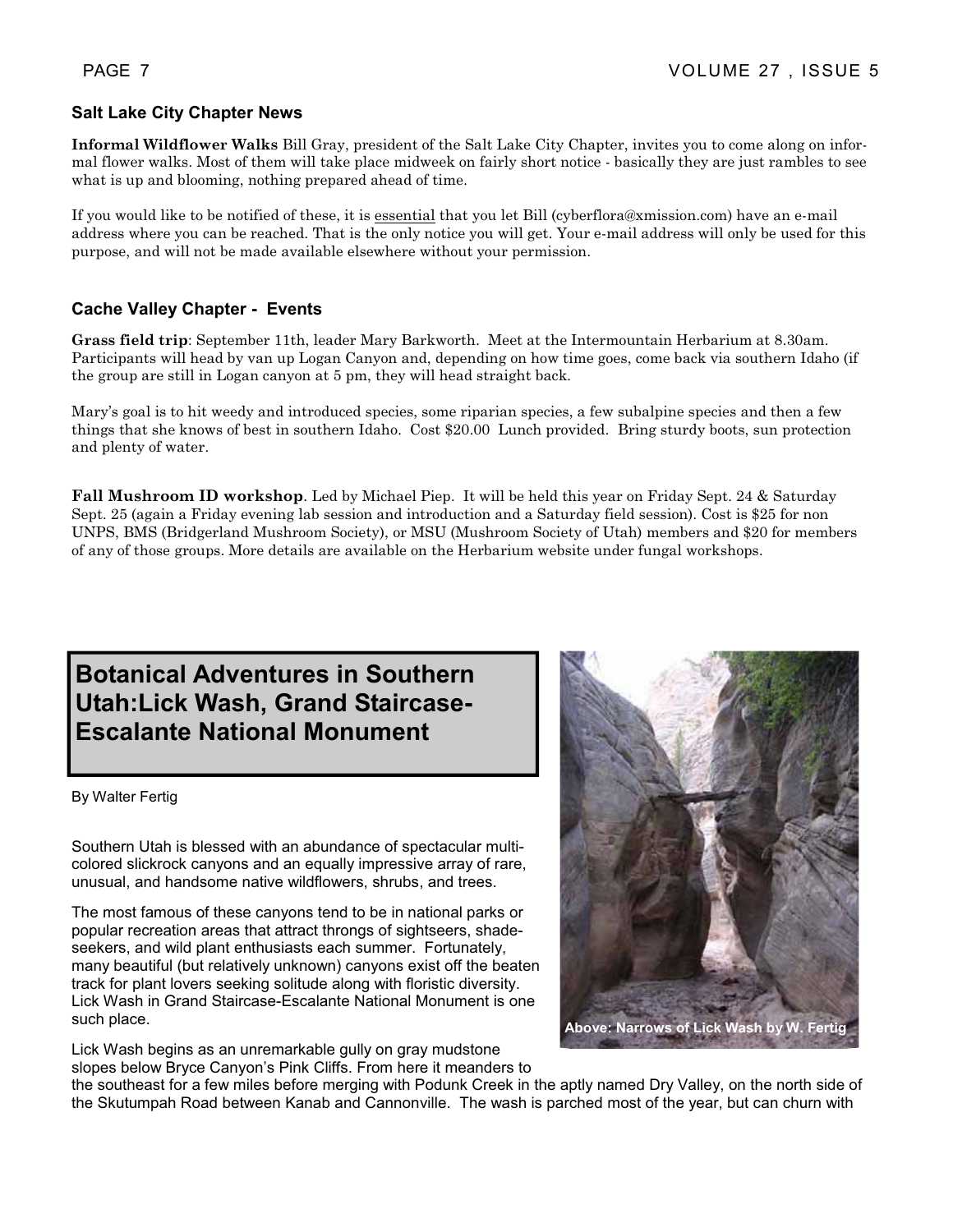### Salt Lake City Chapter News

**Informal Wildflower Walks** Bill Gray, president of the Salt Lake City Chapter, invites you to come along on informal flower walks. Most of them will take place midweek on fairly short notice - basically they are just rambles to see what is up and blooming, nothing prepared ahead of time.

If you would like to be notified of these, it is essential that you let Bill (cyberflora@xmission.com) have an e-mail address where you can be reached. That is the only notice you will get. Your e-mail address will only be used for this purpose, and will not be made available elsewhere without your permission.

### Cache Valley Chapter - Events

**Grass field trip**: September 11th, leader Mary Barkworth. Meet at the Intermountain Herbarium at 8.30am. Participants will head by van up Logan Canyon and, depending on how time goes, come back via southern Idaho (if the group are still in Logan canyon at 5 pm, they will head straight back.

Mary's goal is to hit weedy and introduced species, some riparian species, a few subalpine species and then a few things that she knows of best in southern Idaho. Cost $20.00 Lunch provided. Bring sturdy boots, sun protection and plenty of water.

**Fall Mushroom ID workshop**. Led by Michael Piep. It will be held this year on Friday Sept. 24 & Saturday Sept. 25 (again a Friday evening lab session and introduction and a Saturday field session). Cost is $25 for non UNPS, BMS (Bridgerland Mushroom Society), or MSU (Mushroom Society of Utah) members and $20 for members of any of those groups. More details are available on the Herbarium website under fungal workshops.

## Botanical Adventures in Southern Utah:Lick Wash, Grand Staircase-Escalante National Monument

By Walter Fertig

Southern Utah is blessed with an abundance of spectacular multi-colored slickrock canyons and an equally impressive array of rare, unusual, and handsome native wildflowers, shrubs, and trees.

The most famous of these canyons tend to be in national parks or popular recreation areas that attract throngs of sightseers, shade-seekers, and wild plant enthusiasts each summer. Fortunately, many beautiful (but relatively unknown) canyons exist off the beaten track for plant lovers seeking solitude along with floristic diversity. Lick Wash in Grand Staircase-Escalante National Monument is one such place.

Above: Narrows of Lick Wash by W. Fertig

Lick Wash begins as an unremarkable gully on gray mudstone slopes below Bryce Canyon's Pink Cliffs. From here it meanders to the southeast for a few miles before merging with Podunk Creek in the aptly named Dry Valley, on the north side of the Skutumpah Road between Kanab and Cannonville. The wash is parched most of the year, but can churn with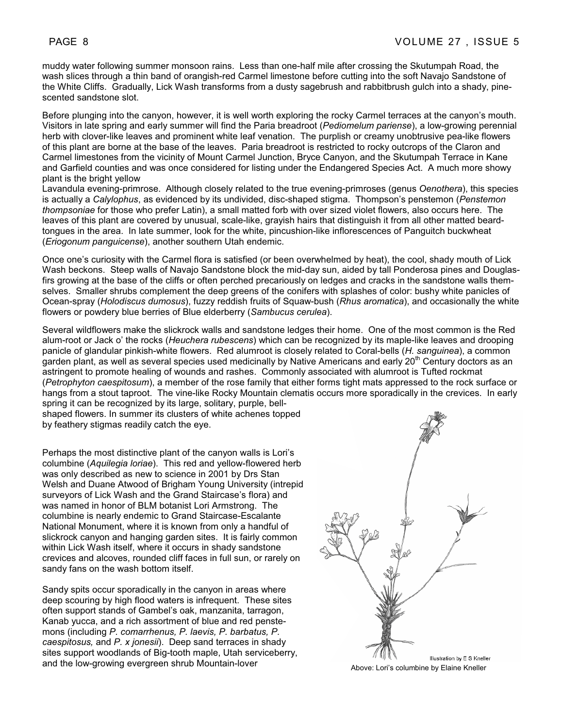muddy water following summer monsoon rains. Less than one-half mile after crossing the Skutumpah Road, the wash slices through a thin band of orangish-red Carmel limestone before cutting into the soft Navajo Sandstone of the White Cliffs. Gradually, Lick Wash transforms from a dusty sagebrush and rabbitbrush gulch into a shady, pine-scented sandstone slot.

Before plunging into the canyon, however, it is well worth exploring the rocky Carmel terraces at the canyon's mouth. Visitors in late spring and early summer will find the Paria breadroot (*Pediomelum pariense*), a low-growing perennial herb with clover-like leaves and prominent white leaf venation. The purplish or creamy unobtrusive pea-like flowers of this plant are borne at the base of the leaves. Paria breadroot is restricted to rocky outcrops of the Claron and Carmel limestones from the vicinity of Mount Carmel Junction, Bryce Canyon, and the Skutumpah Terrace in Kane and Garfield counties and was once considered for listing under the Endangered Species Act. A much more showy plant is the bright yellow Lavandula evening-primrose. Although closely related to the true evening-primroses (genus *Oenothera*), this species is actually a *Calylophus*, as evidenced by its undivided, disc-shaped stigma. Thompson's penstemon (*Penstemon thompsoniae* for those who prefer Latin), a small matted forb with over sized violet flowers, also occurs here. The leaves of this plant are covered by unusual, scale-like, grayish hairs that distinguish it from all other matted beard-tongues in the area. In late summer, look for the white, pincushion-like inflorescences of Panguitch buckwheat (*Eriogonum panguicense*), another southern Utah endemic.

Once one's curiosity with the Carmel flora is satisfied (or been overwhelmed by heat), the cool, shady mouth of Lick Wash beckons. Steep walls of Navajo Sandstone block the mid-day sun, aided by tall Ponderosa pines and Douglas-firs growing at the base of the cliffs or often perched precariously on ledges and cracks in the sandstone walls themselves. Smaller shrubs complement the deep greens of the conifers with splashes of color: bushy white panicles of Ocean-spray (*Holodiscus dumosus*), fuzzy reddish fruits of Squaw-bush (*Rhus aromatica*), and occasionally the white flowers or powdery blue berries of Blue elderberry (*Sambucus cerulea*).

Several wildflowers make the slickrock walls and sandstone ledges their home. One of the most common is the Red alum-root or Jack o' the rocks (*Heuchera rubescens*) which can be recognized by its maple-like leaves and drooping panicle of glandular pinkish-white flowers. Red alumroot is closely related to Coral-bells (*H. sanguinea*), a common garden plant, as well as several species used medicinally by Native Americans and early 20th Century doctors as an astringent to promote healing of wounds and rashes. Commonly associated with alumroot is Tufted rockmat (*Petrophyton caespitosum*), a member of the rose family that either forms tight mats appressed to the rock surface or hangs from a stout taproot. The vine-like Rocky Mountain clematis occurs more sporadically in the crevices. In early spring it can be recognized by its large, solitary, purple, bell-shaped flowers. In summer its clusters of white achenes topped by feathery stigmas readily catch the eye.

Perhaps the most distinctive plant of the canyon walls is Lori's columbine (*Aquilegia loriae*). This red and yellow-flowered herb was only described as new to science in 2001 by Drs Stan Welsh and Duane Atwood of Brigham Young University (intrepid surveyors of Lick Wash and the Grand Staircase's flora) and was named in honor of BLM botanist Lori Armstrong. The columbine is nearly endemic to Grand Staircase-Escalante National Monument, where it is known from only a handful of slickrock canyon and hanging garden sites. It is fairly common within Lick Wash itself, where it occurs in shady sandstone crevices and alcoves, rounded cliff faces in full sun, or rarely on sandy fans on the wash bottom itself.

Sandy spits occur sporadically in the canyon in areas where deep scouring by high flood waters is infrequent. These sites often support stands of Gambel's oak, manzanita, tarragon, Kanab yucca, and a rich assortment of blue and red penstemons (including *P. comarrhenus, P. laevis, P. barbatus, P. caespitosus,* and *P. x jonesii*). Deep sand terraces in shady sites support woodlands of Big-tooth maple, Utah serviceberry, and the low-growing evergreen shrub Mountain-lover

Illustration by E S Kneller

Above: Lori's columbine by Elaine Kneller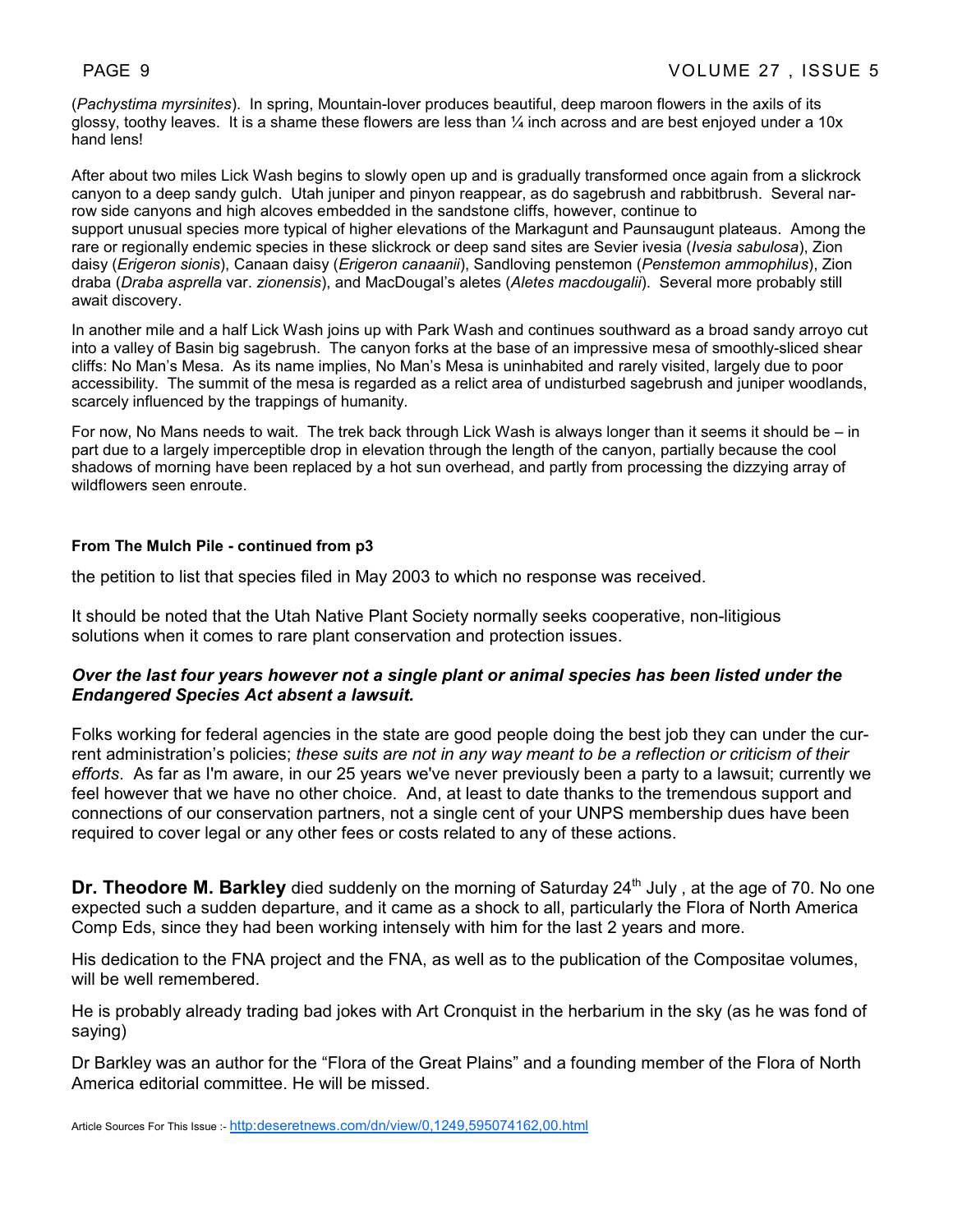(*Pachystima myrsinites*). In spring, Mountain-lover produces beautiful, deep maroon flowers in the axils of its glossy, toothy leaves. It is a shame these flowers are less than ¼ inch across and are best enjoyed under a 10x hand lens!

After about two miles Lick Wash begins to slowly open up and is gradually transformed once again from a slickrock canyon to a deep sandy gulch. Utah juniper and pinyon reappear, as do sagebrush and rabbitbrush. Several narrow side canyons and high alcoves embedded in the sandstone cliffs, however, continue to support unusual species more typical of higher elevations of the Markagunt and Paunsaugunt plateaus. Among the rare or regionally endemic species in these slickrock or deep sand sites are Sevier ivesia (*Ivesia sabulosa*), Zion daisy (*Erigeron sionis*), Canaan daisy (*Erigeron canaanii*), Sandloving penstemon (*Penstemon ammophilus*), Zion draba (*Draba asprella* var. *zionensis*), and MacDougal's aletes (*Aletes macdougalii*). Several more probably still await discovery.

In another mile and a half Lick Wash joins up with Park Wash and continues southward as a broad sandy arroyo cut into a valley of Basin big sagebrush. The canyon forks at the base of an impressive mesa of smoothly-sliced shear cliffs: No Man's Mesa. As its name implies, No Man's Mesa is uninhabited and rarely visited, largely due to poor accessibility. The summit of the mesa is regarded as a relict area of undisturbed sagebrush and juniper woodlands, scarcely influenced by the trappings of humanity.

For now, No Mans needs to wait. The trek back through Lick Wash is always longer than it seems it should be – in part due to a largely imperceptible drop in elevation through the length of the canyon, partially because the cool shadows of morning have been replaced by a hot sun overhead, and partly from processing the dizzying array of wildflowers seen enroute.

#### From The Mulch Pile - continued from p3

the petition to list that species filed in May 2003 to which no response was received.

It should be noted that the Utah Native Plant Society normally seeks cooperative, non-litigious solutions when it comes to rare plant conservation and protection issues.

***Over the last four years however not a single plant or animal species has been listed under the Endangered Species Act absent a lawsuit.***

Folks working for federal agencies in the state are good people doing the best job they can under the current administration's policies; *these suits are not in any way meant to be a reflection or criticism of their efforts*. As far as I'm aware, in our 25 years we've never previously been a party to a lawsuit; currently we feel however that we have no other choice. And, at least to date thanks to the tremendous support and connections of our conservation partners, not a single cent of your UNPS membership dues have been required to cover legal or any other fees or costs related to any of these actions.

**Dr. Theodore M. Barkley** died suddenly on the morning of Saturday 24th July , at the age of 70. No one expected such a sudden departure, and it came as a shock to all, particularly the Flora of North America Comp Eds, since they had been working intensely with him for the last 2 years and more.

His dedication to the FNA project and the FNA, as well as to the publication of the Compositae volumes, will be well remembered.

He is probably already trading bad jokes with Art Cronquist in the herbarium in the sky (as he was fond of saying)

Dr Barkley was an author for the "Flora of the Great Plains" and a founding member of the Flora of North America editorial committee. He will be missed.

Article Sources For This Issue :- http:deseretnews.com/dn/view/0,1249,595074162,00.html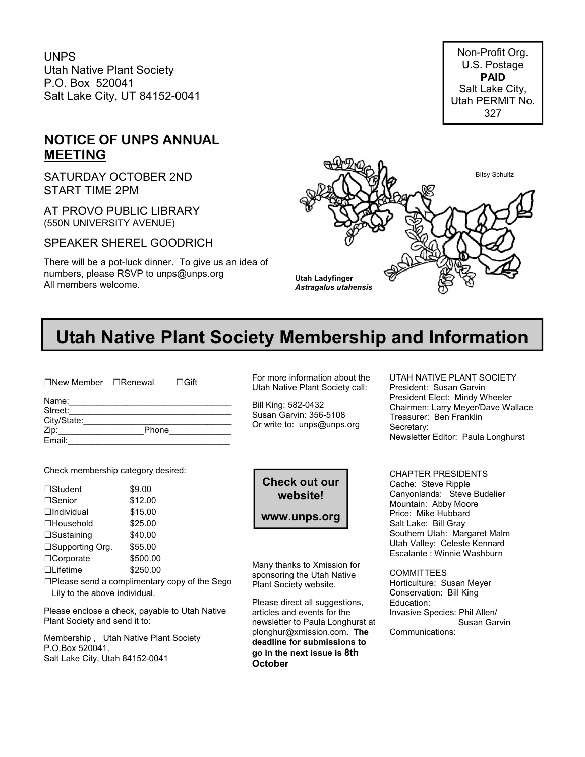UNPS
Utah Native Plant Society
P.O. Box 520041
Salt Lake City, UT 84152-0041

Non-Profit Org.
U.S. Postage
**PAID**
Salt Lake City,
Utah PERMIT No.
327

## NOTICE OF UNPS ANNUAL MEETING

SATURDAY OCTOBER 2ND
START TIME 2PM

AT PROVO PUBLIC LIBRARY
(550N UNIVERSITY AVENUE)

SPEAKER SHEREL GOODRICH

There will be a pot-luck dinner. To give us an idea of numbers, please RSVP to unps@unps.org
All members welcome.

Bitsy Schultz

**Utah Ladyfinger**
***Astragalus utahensis***

# Utah Native Plant Society Membership and Information

☐New Member ☐Renewal ☐Gift

Name:________________________________
Street:________________________________
City/State:_____________________________
Zip:_________________Phone____________
Email:________________________________

Check membership category desired:

| | |
|---|---|
| ☐Student | $9.00 |
| ☐Senior | $12.00 |
| ☐Individual | $15.00 |
| ☐Household | $25.00 |
| ☐Sustaining | $40.00 |
| ☐Supporting Org. | $55.00 |
| ☐Corporate | $500.00 |
| ☐Lifetime | $250.00 |

☐Please send a complimentary copy of the Sego Lily to the above individual.

Please enclose a check, payable to Utah Native Plant Society and send it to:

Membership , Utah Native Plant Society
P.O.Box 520041,
Salt Lake City, Utah 84152-0041

For more information about the Utah Native Plant Society call:

Bill King: 582-0432
Susan Garvin: 356-5108
Or write to: unps@unps.org

**Check out our website!**

**www.unps.org**

Many thanks to Xmission for sponsoring the Utah Native Plant Society website.

Please direct all suggestions, articles and events for the newsletter to Paula Longhurst at plonghur@xmission.com. **The deadline for submissions to go in the next issue is 8th October**

UTAH NATIVE PLANT SOCIETY
President: Susan Garvin
President Elect: Mindy Wheeler
Chairmen: Larry Meyer/Dave Wallace
Treasurer: Ben Franklin
Secretary:
Newsletter Editor: Paula Longhurst

CHAPTER PRESIDENTS
Cache: Steve Ripple
Canyonlands: Steve Budelier
Mountain: Abby Moore
Price: Mike Hubbard
Salt Lake: Bill Gray
Southern Utah: Margaret Malm
Utah Valley: Celeste Kennard
Escalante : Winnie Washburn

COMMITTEES
Horticulture: Susan Meyer
Conservation: Bill King
Education:
Invasive Species: Phil Allen/ Susan Garvin
Communications: